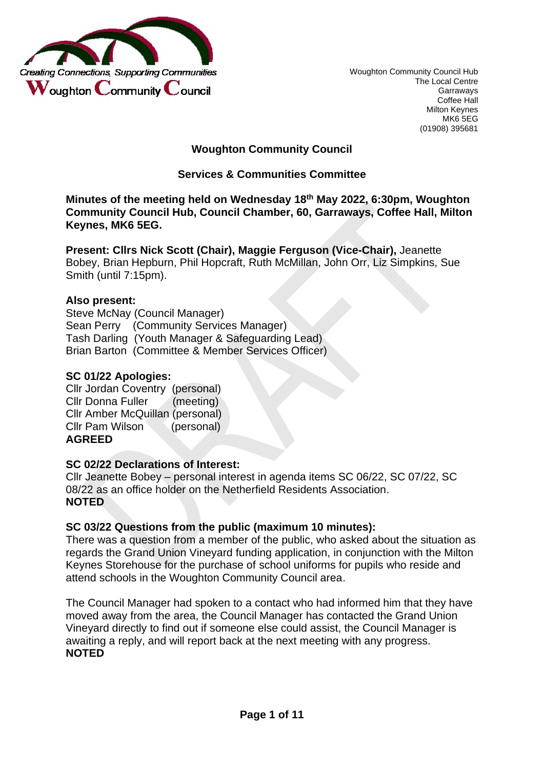Woughton Community Council Hub
The Local Centre
Garraways
Coffee Hall
Milton Keynes
MK6 5EG
(01908) 395681

# Woughton Community Council

## Services & Communities Committee

**Minutes of the meeting held on Wednesday 18th May 2022, 6:30pm, Woughton Community Council Hub, Council Chamber, 60, Garraways, Coffee Hall, Milton Keynes, MK6 5EG.**

**Present: Cllrs Nick Scott (Chair), Maggie Ferguson (Vice-Chair),** Jeanette Bobey, Brian Hepburn, Phil Hopcraft, Ruth McMillan, John Orr, Liz Simpkins, Sue Smith (until 7:15pm).

**Also present:**
Steve McNay (Council Manager)
Sean Perry (Community Services Manager)
Tash Darling (Youth Manager & Safeguarding Lead)
Brian Barton (Committee & Member Services Officer)

**SC 01/22 Apologies:**
Cllr Jordan Coventry (personal)
Cllr Donna Fuller (meeting)
Cllr Amber McQuillan (personal)
Cllr Pam Wilson (personal)
**AGREED**

**SC 02/22 Declarations of Interest:**
Cllr Jeanette Bobey – personal interest in agenda items SC 06/22, SC 07/22, SC 08/22 as an office holder on the Netherfield Residents Association.
**NOTED**

**SC 03/22 Questions from the public (maximum 10 minutes):**
There was a question from a member of the public, who asked about the situation as regards the Grand Union Vineyard funding application, in conjunction with the Milton Keynes Storehouse for the purchase of school uniforms for pupils who reside and attend schools in the Woughton Community Council area.

The Council Manager had spoken to a contact who had informed him that they have moved away from the area, the Council Manager has contacted the Grand Union Vineyard directly to find out if someone else could assist, the Council Manager is awaiting a reply, and will report back at the next meeting with any progress.
**NOTED**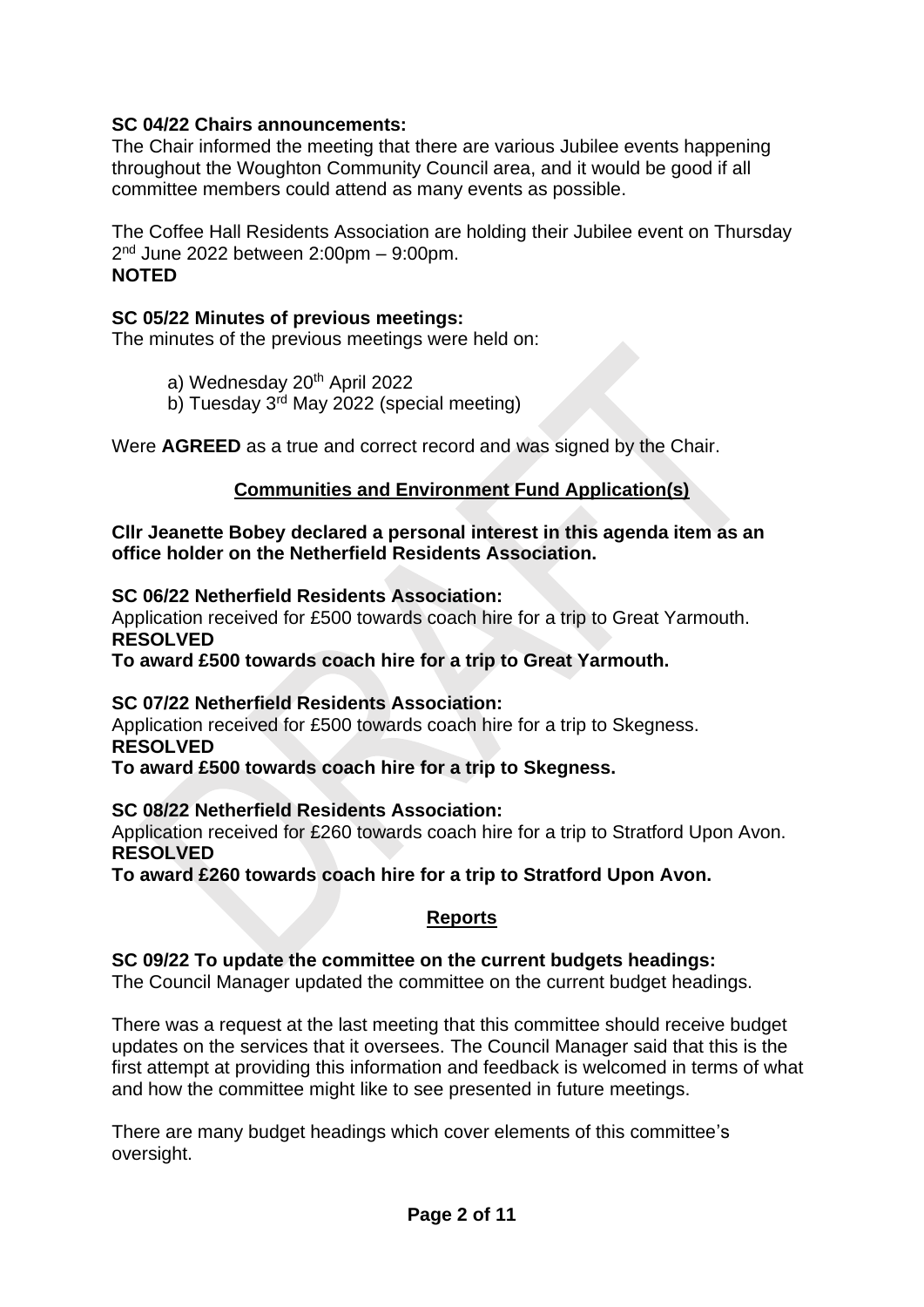**SC 04/22 Chairs announcements:**
The Chair informed the meeting that there are various Jubilee events happening throughout the Woughton Community Council area, and it would be good if all committee members could attend as many events as possible.

The Coffee Hall Residents Association are holding their Jubilee event on Thursday 2nd June 2022 between 2:00pm – 9:00pm.
**NOTED**

**SC 05/22 Minutes of previous meetings:**
The minutes of the previous meetings were held on:

a) Wednesday 20th April 2022
b) Tuesday 3rd May 2022 (special meeting)

Were **AGREED** as a true and correct record and was signed by the Chair.

## Communities and Environment Fund Application(s)

**Cllr Jeanette Bobey declared a personal interest in this agenda item as an office holder on the Netherfield Residents Association.**

**SC 06/22 Netherfield Residents Association:**
Application received for £500 towards coach hire for a trip to Great Yarmouth.
**RESOLVED**
**To award £500 towards coach hire for a trip to Great Yarmouth.**

**SC 07/22 Netherfield Residents Association:**
Application received for £500 towards coach hire for a trip to Skegness.
**RESOLVED**
**To award £500 towards coach hire for a trip to Skegness.**

**SC 08/22 Netherfield Residents Association:**
Application received for £260 towards coach hire for a trip to Stratford Upon Avon.
**RESOLVED**
**To award £260 towards coach hire for a trip to Stratford Upon Avon.**

## Reports

**SC 09/22 To update the committee on the current budgets headings:**
The Council Manager updated the committee on the current budget headings.

There was a request at the last meeting that this committee should receive budget updates on the services that it oversees. The Council Manager said that this is the first attempt at providing this information and feedback is welcomed in terms of what and how the committee might like to see presented in future meetings.

There are many budget headings which cover elements of this committee's oversight.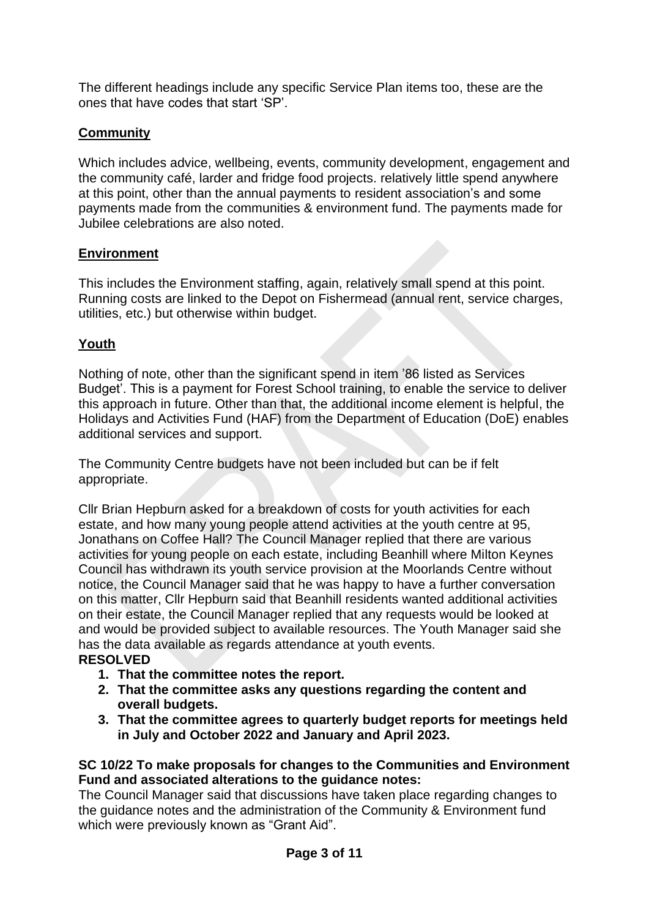The different headings include any specific Service Plan items too, these are the ones that have codes that start 'SP'.

**Community**

Which includes advice, wellbeing, events, community development, engagement and the community café, larder and fridge food projects. relatively little spend anywhere at this point, other than the annual payments to resident association's and some payments made from the communities & environment fund. The payments made for Jubilee celebrations are also noted.

**Environment**

This includes the Environment staffing, again, relatively small spend at this point. Running costs are linked to the Depot on Fishermead (annual rent, service charges, utilities, etc.) but otherwise within budget.

**Youth**

Nothing of note, other than the significant spend in item '86 listed as Services Budget'. This is a payment for Forest School training, to enable the service to deliver this approach in future. Other than that, the additional income element is helpful, the Holidays and Activities Fund (HAF) from the Department of Education (DoE) enables additional services and support.

The Community Centre budgets have not been included but can be if felt appropriate.

Cllr Brian Hepburn asked for a breakdown of costs for youth activities for each estate, and how many young people attend activities at the youth centre at 95, Jonathans on Coffee Hall? The Council Manager replied that there are various activities for young people on each estate, including Beanhill where Milton Keynes Council has withdrawn its youth service provision at the Moorlands Centre without notice, the Council Manager said that he was happy to have a further conversation on this matter, Cllr Hepburn said that Beanhill residents wanted additional activities on their estate, the Council Manager replied that any requests would be looked at and would be provided subject to available resources. The Youth Manager said she has the data available as regards attendance at youth events.

**RESOLVED**

1. **That the committee notes the report.**
2. **That the committee asks any questions regarding the content and overall budgets.**
3. **That the committee agrees to quarterly budget reports for meetings held in July and October 2022 and January and April 2023.**

**SC 10/22 To make proposals for changes to the Communities and Environment Fund and associated alterations to the guidance notes:**

The Council Manager said that discussions have taken place regarding changes to the guidance notes and the administration of the Community & Environment fund which were previously known as "Grant Aid".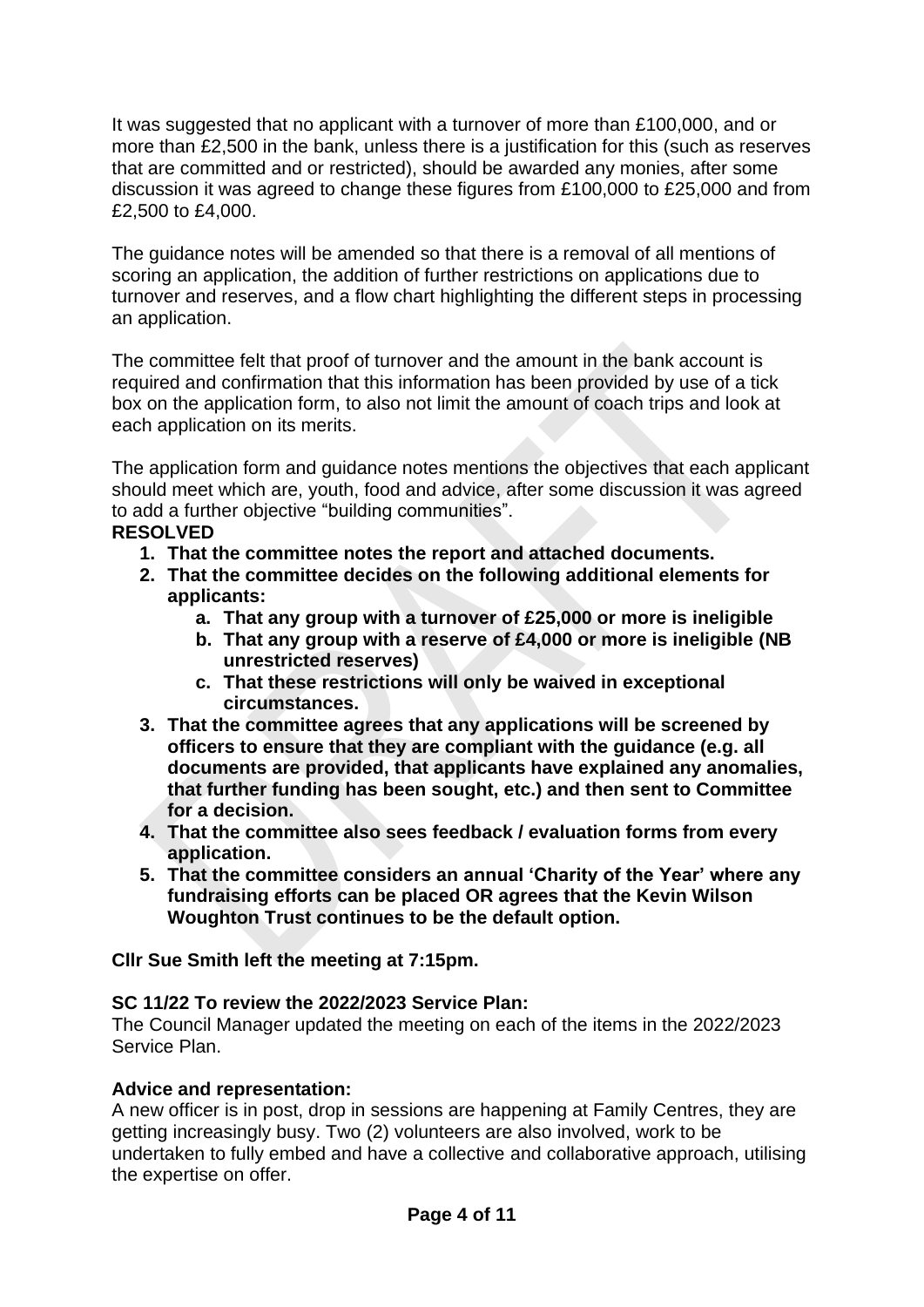It was suggested that no applicant with a turnover of more than £100,000, and or more than £2,500 in the bank, unless there is a justification for this (such as reserves that are committed and or restricted), should be awarded any monies, after some discussion it was agreed to change these figures from £100,000 to £25,000 and from £2,500 to £4,000.

The guidance notes will be amended so that there is a removal of all mentions of scoring an application, the addition of further restrictions on applications due to turnover and reserves, and a flow chart highlighting the different steps in processing an application.

The committee felt that proof of turnover and the amount in the bank account is required and confirmation that this information has been provided by use of a tick box on the application form, to also not limit the amount of coach trips and look at each application on its merits.

The application form and guidance notes mentions the objectives that each applicant should meet which are, youth, food and advice, after some discussion it was agreed to add a further objective "building communities".

**RESOLVED**

1. **That the committee notes the report and attached documents.**
2. **That the committee decides on the following additional elements for applicants:**
   a. **That any group with a turnover of £25,000 or more is ineligible**
   b. **That any group with a reserve of £4,000 or more is ineligible (NB unrestricted reserves)**
   c. **That these restrictions will only be waived in exceptional circumstances.**
3. **That the committee agrees that any applications will be screened by officers to ensure that they are compliant with the guidance (e.g. all documents are provided, that applicants have explained any anomalies, that further funding has been sought, etc.) and then sent to Committee for a decision.**
4. **That the committee also sees feedback / evaluation forms from every application.**
5. **That the committee considers an annual 'Charity of the Year' where any fundraising efforts can be placed OR agrees that the Kevin Wilson Woughton Trust continues to be the default option.**

**Cllr Sue Smith left the meeting at 7:15pm.**

**SC 11/22 To review the 2022/2023 Service Plan:**

The Council Manager updated the meeting on each of the items in the 2022/2023 Service Plan.

**Advice and representation:**

A new officer is in post, drop in sessions are happening at Family Centres, they are getting increasingly busy. Two (2) volunteers are also involved, work to be undertaken to fully embed and have a collective and collaborative approach, utilising the expertise on offer.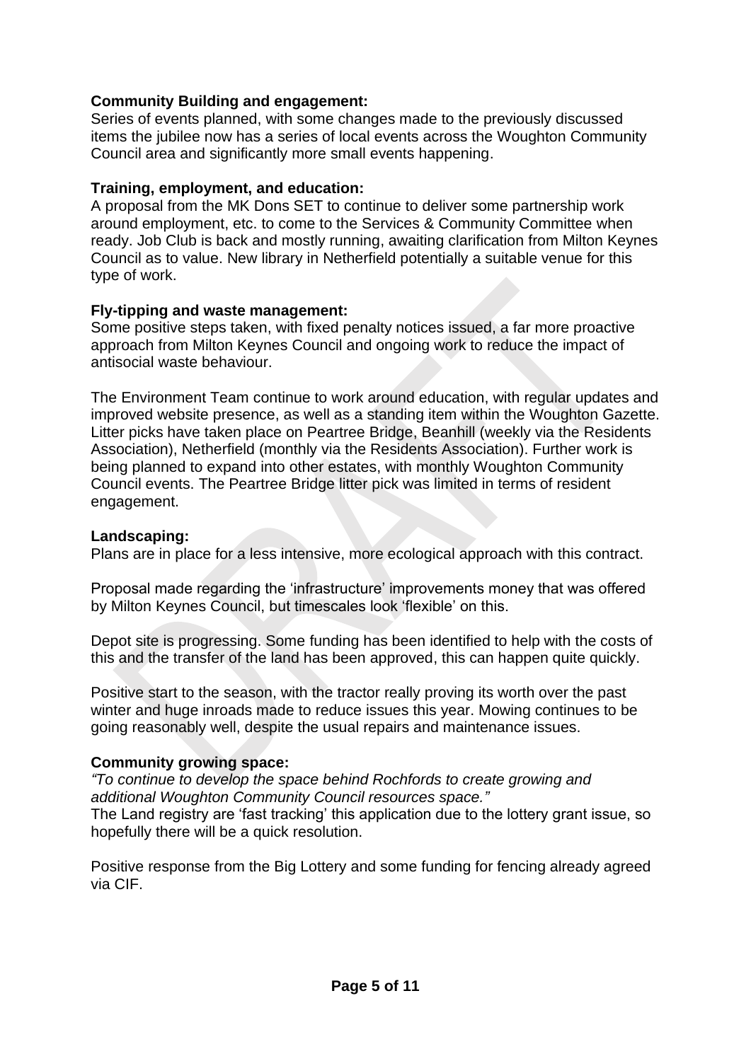**Community Building and engagement:**
Series of events planned, with some changes made to the previously discussed items the jubilee now has a series of local events across the Woughton Community Council area and significantly more small events happening.

**Training, employment, and education:**
A proposal from the MK Dons SET to continue to deliver some partnership work around employment, etc. to come to the Services & Community Committee when ready. Job Club is back and mostly running, awaiting clarification from Milton Keynes Council as to value. New library in Netherfield potentially a suitable venue for this type of work.

**Fly-tipping and waste management:**
Some positive steps taken, with fixed penalty notices issued, a far more proactive approach from Milton Keynes Council and ongoing work to reduce the impact of antisocial waste behaviour.

The Environment Team continue to work around education, with regular updates and improved website presence, as well as a standing item within the Woughton Gazette. Litter picks have taken place on Peartree Bridge, Beanhill (weekly via the Residents Association), Netherfield (monthly via the Residents Association). Further work is being planned to expand into other estates, with monthly Woughton Community Council events. The Peartree Bridge litter pick was limited in terms of resident engagement.

**Landscaping:**
Plans are in place for a less intensive, more ecological approach with this contract.

Proposal made regarding the 'infrastructure' improvements money that was offered by Milton Keynes Council, but timescales look 'flexible' on this.

Depot site is progressing. Some funding has been identified to help with the costs of this and the transfer of the land has been approved, this can happen quite quickly.

Positive start to the season, with the tractor really proving its worth over the past winter and huge inroads made to reduce issues this year. Mowing continues to be going reasonably well, despite the usual repairs and maintenance issues.

**Community growing space:**
*"To continue to develop the space behind Rochfords to create growing and additional Woughton Community Council resources space."*
The Land registry are 'fast tracking' this application due to the lottery grant issue, so hopefully there will be a quick resolution.

Positive response from the Big Lottery and some funding for fencing already agreed via CIF.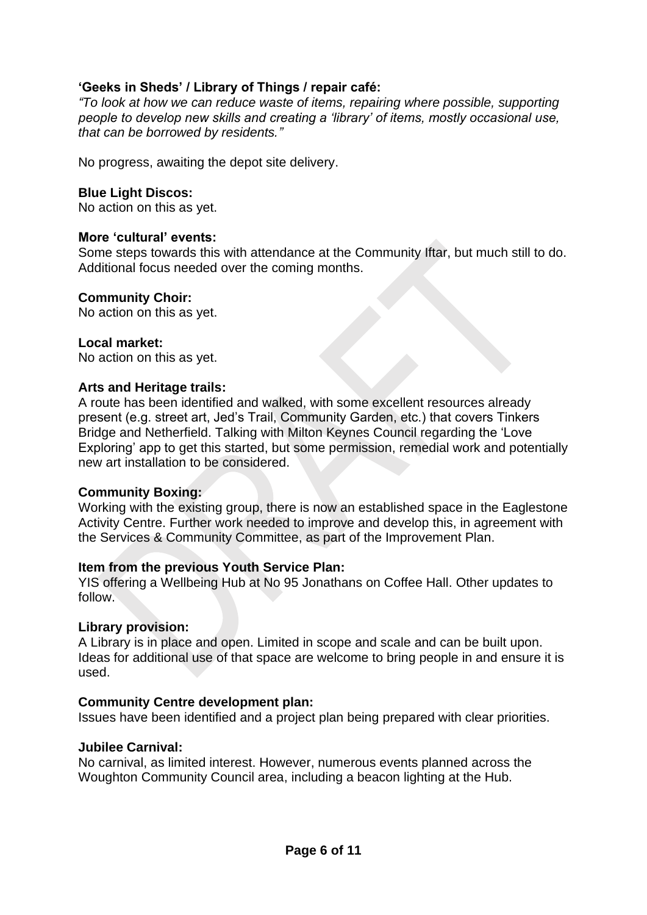**'Geeks in Sheds' / Library of Things / repair café:**
*"To look at how we can reduce waste of items, repairing where possible, supporting people to develop new skills and creating a 'library' of items, mostly occasional use, that can be borrowed by residents."*

No progress, awaiting the depot site delivery.

**Blue Light Discos:**
No action on this as yet.

**More 'cultural' events:**
Some steps towards this with attendance at the Community Iftar, but much still to do. Additional focus needed over the coming months.

**Community Choir:**
No action on this as yet.

**Local market:**
No action on this as yet.

**Arts and Heritage trails:**
A route has been identified and walked, with some excellent resources already present (e.g. street art, Jed's Trail, Community Garden, etc.) that covers Tinkers Bridge and Netherfield. Talking with Milton Keynes Council regarding the 'Love Exploring' app to get this started, but some permission, remedial work and potentially new art installation to be considered.

**Community Boxing:**
Working with the existing group, there is now an established space in the Eaglestone Activity Centre. Further work needed to improve and develop this, in agreement with the Services & Community Committee, as part of the Improvement Plan.

**Item from the previous Youth Service Plan:**
YIS offering a Wellbeing Hub at No 95 Jonathans on Coffee Hall. Other updates to follow.

**Library provision:**
A Library is in place and open. Limited in scope and scale and can be built upon. Ideas for additional use of that space are welcome to bring people in and ensure it is used.

**Community Centre development plan:**
Issues have been identified and a project plan being prepared with clear priorities.

**Jubilee Carnival:**
No carnival, as limited interest. However, numerous events planned across the Woughton Community Council area, including a beacon lighting at the Hub.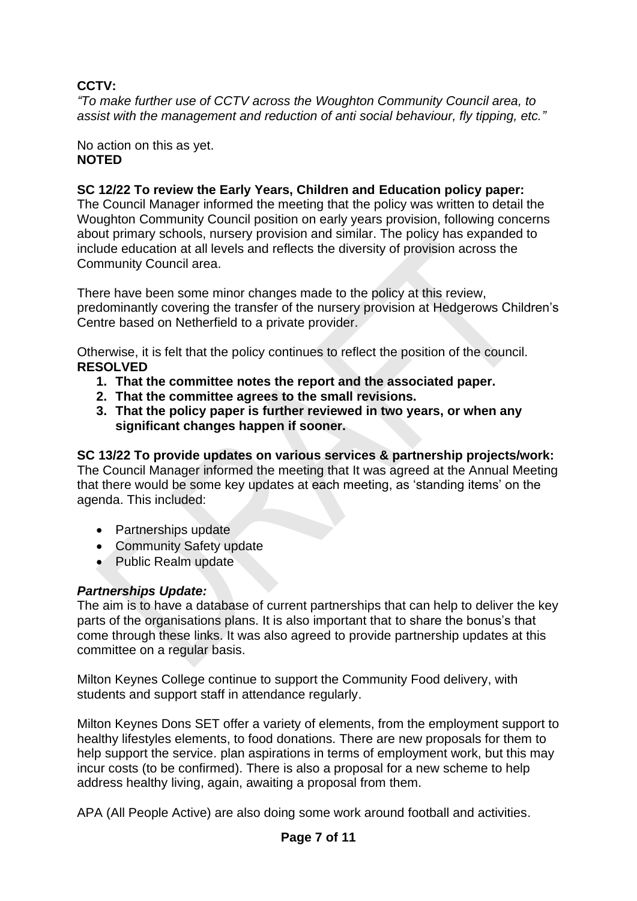**CCTV:**

*"To make further use of CCTV across the Woughton Community Council area, to assist with the management and reduction of anti social behaviour, fly tipping, etc."*

No action on this as yet.
**NOTED**

**SC 12/22 To review the Early Years, Children and Education policy paper:**
The Council Manager informed the meeting that the policy was written to detail the Woughton Community Council position on early years provision, following concerns about primary schools, nursery provision and similar. The policy has expanded to include education at all levels and reflects the diversity of provision across the Community Council area.

There have been some minor changes made to the policy at this review, predominantly covering the transfer of the nursery provision at Hedgerows Children's Centre based on Netherfield to a private provider.

Otherwise, it is felt that the policy continues to reflect the position of the council.
**RESOLVED**

1. **That the committee notes the report and the associated paper.**
2. **That the committee agrees to the small revisions.**
3. **That the policy paper is further reviewed in two years, or when any significant changes happen if sooner.**

**SC 13/22 To provide updates on various services & partnership projects/work:**
The Council Manager informed the meeting that It was agreed at the Annual Meeting that there would be some key updates at each meeting, as 'standing items' on the agenda. This included:

- Partnerships update
- Community Safety update
- Public Realm update

***Partnerships Update:***
The aim is to have a database of current partnerships that can help to deliver the key parts of the organisations plans. It is also important that to share the bonus's that come through these links. It was also agreed to provide partnership updates at this committee on a regular basis.

Milton Keynes College continue to support the Community Food delivery, with students and support staff in attendance regularly.

Milton Keynes Dons SET offer a variety of elements, from the employment support to healthy lifestyles elements, to food donations. There are new proposals for them to help support the service. plan aspirations in terms of employment work, but this may incur costs (to be confirmed). There is also a proposal for a new scheme to help address healthy living, again, awaiting a proposal from them.

APA (All People Active) are also doing some work around football and activities.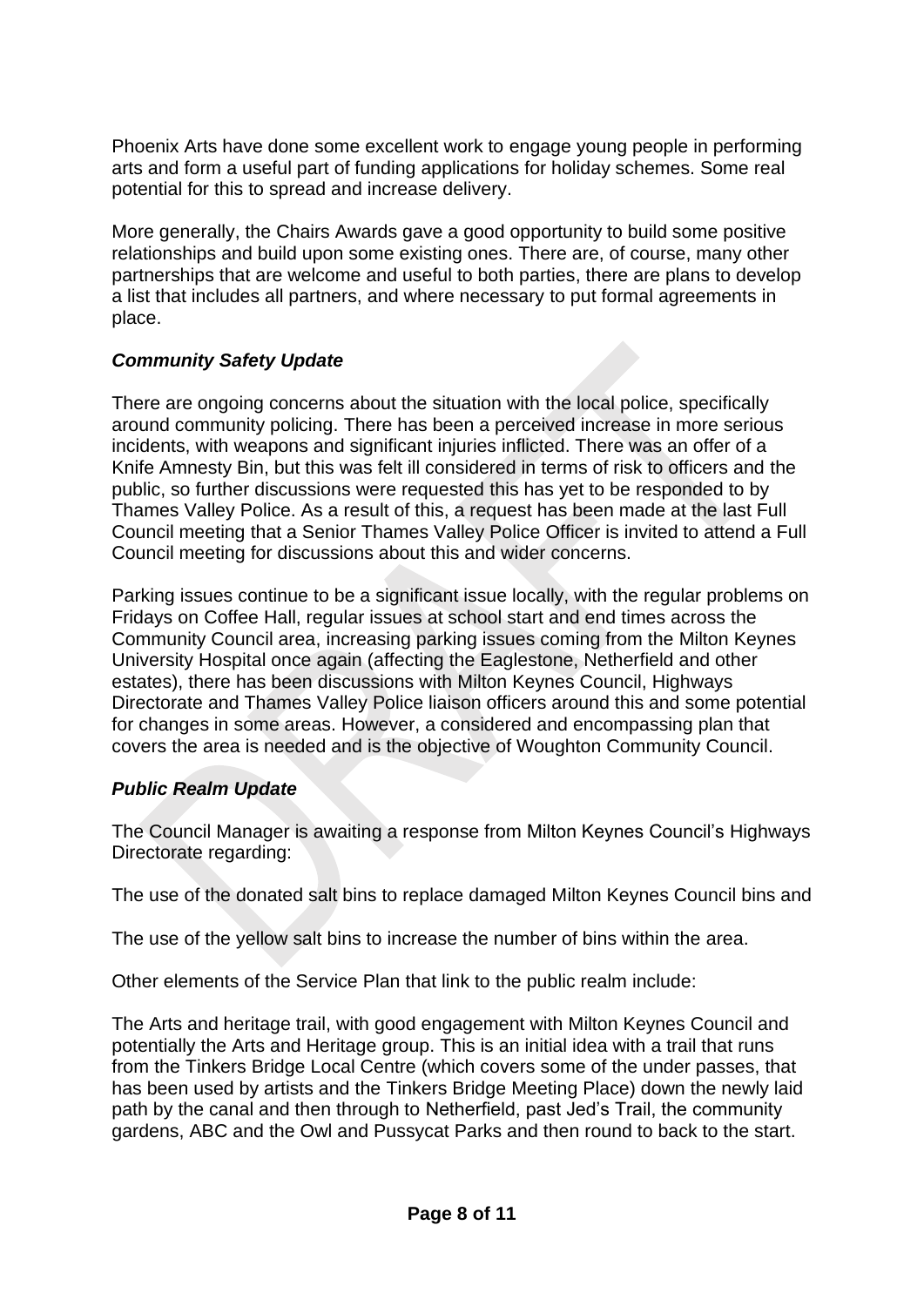Phoenix Arts have done some excellent work to engage young people in performing arts and form a useful part of funding applications for holiday schemes. Some real potential for this to spread and increase delivery.

More generally, the Chairs Awards gave a good opportunity to build some positive relationships and build upon some existing ones. There are, of course, many other partnerships that are welcome and useful to both parties, there are plans to develop a list that includes all partners, and where necessary to put formal agreements in place.

***Community Safety Update***

There are ongoing concerns about the situation with the local police, specifically around community policing. There has been a perceived increase in more serious incidents, with weapons and significant injuries inflicted. There was an offer of a Knife Amnesty Bin, but this was felt ill considered in terms of risk to officers and the public, so further discussions were requested this has yet to be responded to by Thames Valley Police. As a result of this, a request has been made at the last Full Council meeting that a Senior Thames Valley Police Officer is invited to attend a Full Council meeting for discussions about this and wider concerns.

Parking issues continue to be a significant issue locally, with the regular problems on Fridays on Coffee Hall, regular issues at school start and end times across the Community Council area, increasing parking issues coming from the Milton Keynes University Hospital once again (affecting the Eaglestone, Netherfield and other estates), there has been discussions with Milton Keynes Council, Highways Directorate and Thames Valley Police liaison officers around this and some potential for changes in some areas. However, a considered and encompassing plan that covers the area is needed and is the objective of Woughton Community Council.

***Public Realm Update***

The Council Manager is awaiting a response from Milton Keynes Council's Highways Directorate regarding:

The use of the donated salt bins to replace damaged Milton Keynes Council bins and

The use of the yellow salt bins to increase the number of bins within the area.

Other elements of the Service Plan that link to the public realm include:

The Arts and heritage trail, with good engagement with Milton Keynes Council and potentially the Arts and Heritage group. This is an initial idea with a trail that runs from the Tinkers Bridge Local Centre (which covers some of the under passes, that has been used by artists and the Tinkers Bridge Meeting Place) down the newly laid path by the canal and then through to Netherfield, past Jed's Trail, the community gardens, ABC and the Owl and Pussycat Parks and then round to back to the start.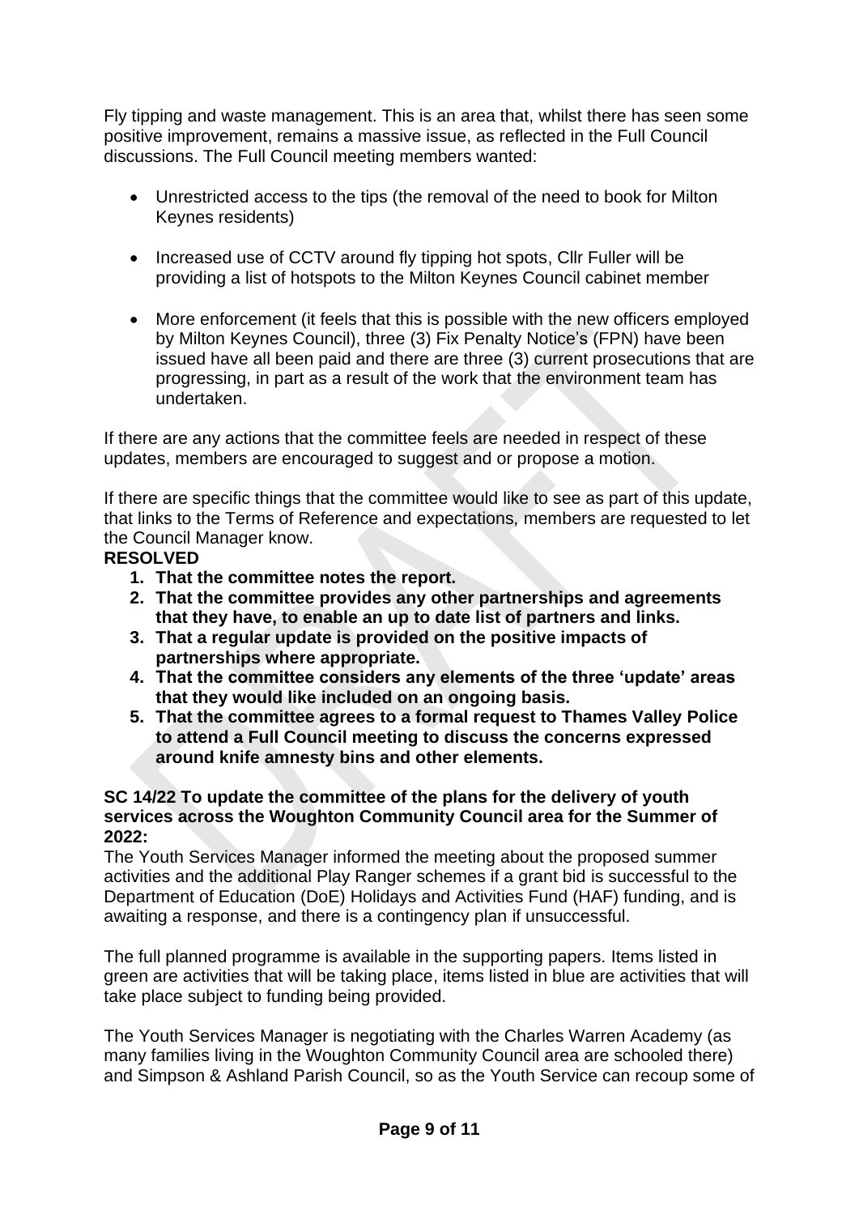Fly tipping and waste management. This is an area that, whilst there has seen some positive improvement, remains a massive issue, as reflected in the Full Council discussions. The Full Council meeting members wanted:

- Unrestricted access to the tips (the removal of the need to book for Milton Keynes residents)
- Increased use of CCTV around fly tipping hot spots, Cllr Fuller will be providing a list of hotspots to the Milton Keynes Council cabinet member
- More enforcement (it feels that this is possible with the new officers employed by Milton Keynes Council), three (3) Fix Penalty Notice's (FPN) have been issued have all been paid and there are three (3) current prosecutions that are progressing, in part as a result of the work that the environment team has undertaken.

If there are any actions that the committee feels are needed in respect of these updates, members are encouraged to suggest and or propose a motion.

If there are specific things that the committee would like to see as part of this update, that links to the Terms of Reference and expectations, members are requested to let the Council Manager know.

**RESOLVED**

1. **That the committee notes the report.**
2. **That the committee provides any other partnerships and agreements that they have, to enable an up to date list of partners and links.**
3. **That a regular update is provided on the positive impacts of partnerships where appropriate.**
4. **That the committee considers any elements of the three 'update' areas that they would like included on an ongoing basis.**
5. **That the committee agrees to a formal request to Thames Valley Police to attend a Full Council meeting to discuss the concerns expressed around knife amnesty bins and other elements.**

**SC 14/22 To update the committee of the plans for the delivery of youth services across the Woughton Community Council area for the Summer of 2022:**

The Youth Services Manager informed the meeting about the proposed summer activities and the additional Play Ranger schemes if a grant bid is successful to the Department of Education (DoE) Holidays and Activities Fund (HAF) funding, and is awaiting a response, and there is a contingency plan if unsuccessful.

The full planned programme is available in the supporting papers. Items listed in green are activities that will be taking place, items listed in blue are activities that will take place subject to funding being provided.

The Youth Services Manager is negotiating with the Charles Warren Academy (as many families living in the Woughton Community Council area are schooled there) and Simpson & Ashland Parish Council, so as the Youth Service can recoup some of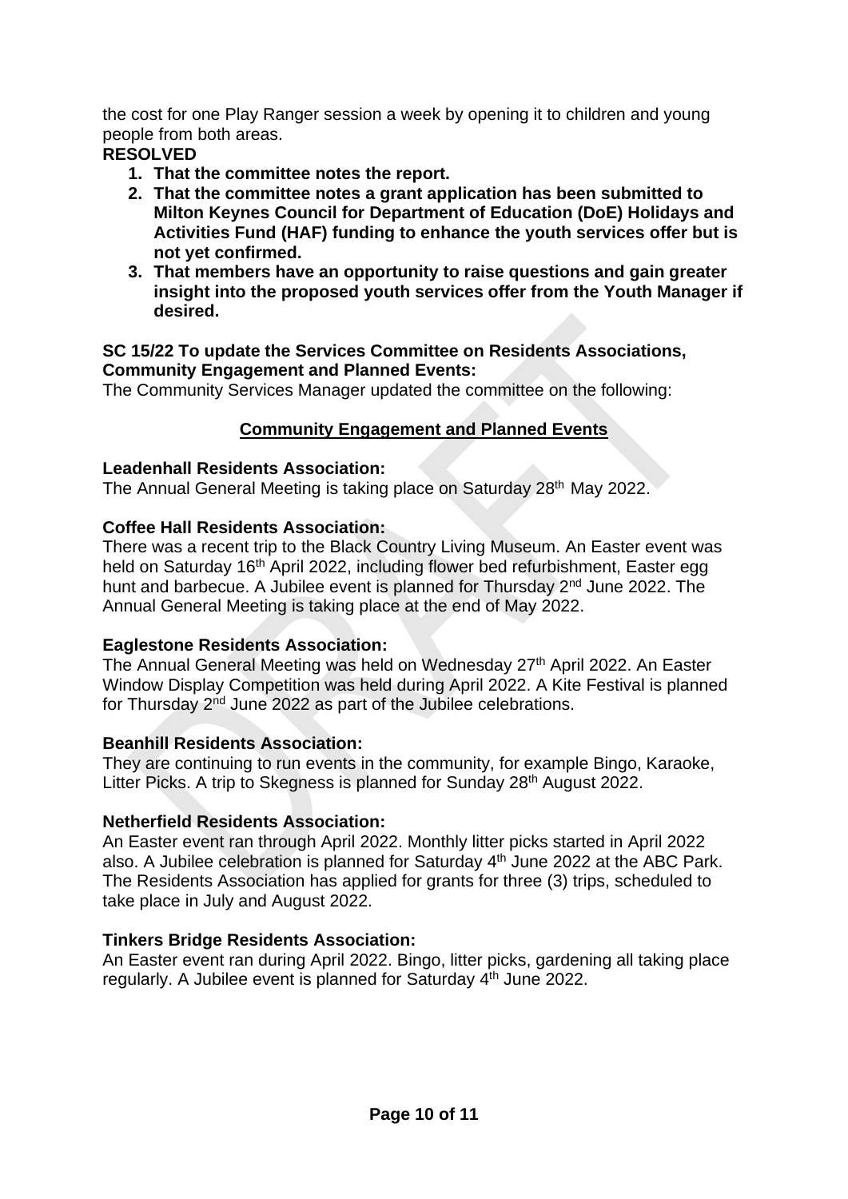the cost for one Play Ranger session a week by opening it to children and young people from both areas.

**RESOLVED**

1. **That the committee notes the report.**
2. **That the committee notes a grant application has been submitted to Milton Keynes Council for Department of Education (DoE) Holidays and Activities Fund (HAF) funding to enhance the youth services offer but is not yet confirmed.**
3. **That members have an opportunity to raise questions and gain greater insight into the proposed youth services offer from the Youth Manager if desired.**

**SC 15/22 To update the Services Committee on Residents Associations, Community Engagement and Planned Events:**

The Community Services Manager updated the committee on the following:

**Community Engagement and Planned Events**

**Leadenhall Residents Association:**

The Annual General Meeting is taking place on Saturday 28th May 2022.

**Coffee Hall Residents Association:**

There was a recent trip to the Black Country Living Museum. An Easter event was held on Saturday 16th April 2022, including flower bed refurbishment, Easter egg hunt and barbecue. A Jubilee event is planned for Thursday 2nd June 2022. The Annual General Meeting is taking place at the end of May 2022.

**Eaglestone Residents Association:**

The Annual General Meeting was held on Wednesday 27th April 2022. An Easter Window Display Competition was held during April 2022. A Kite Festival is planned for Thursday 2nd June 2022 as part of the Jubilee celebrations.

**Beanhill Residents Association:**

They are continuing to run events in the community, for example Bingo, Karaoke, Litter Picks. A trip to Skegness is planned for Sunday 28th August 2022.

**Netherfield Residents Association:**

An Easter event ran through April 2022. Monthly litter picks started in April 2022 also. A Jubilee celebration is planned for Saturday 4th June 2022 at the ABC Park. The Residents Association has applied for grants for three (3) trips, scheduled to take place in July and August 2022.

**Tinkers Bridge Residents Association:**

An Easter event ran during April 2022. Bingo, litter picks, gardening all taking place regularly. A Jubilee event is planned for Saturday 4th June 2022.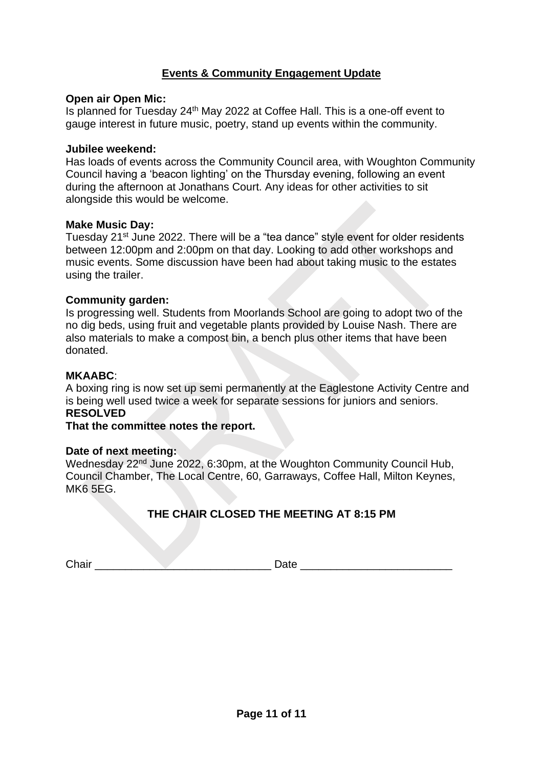## Events & Community Engagement Update

**Open air Open Mic:**
Is planned for Tuesday 24th May 2022 at Coffee Hall. This is a one-off event to gauge interest in future music, poetry, stand up events within the community.

**Jubilee weekend:**
Has loads of events across the Community Council area, with Woughton Community Council having a 'beacon lighting' on the Thursday evening, following an event during the afternoon at Jonathans Court. Any ideas for other activities to sit alongside this would be welcome.

**Make Music Day:**
Tuesday 21st June 2022. There will be a "tea dance" style event for older residents between 12:00pm and 2:00pm on that day. Looking to add other workshops and music events. Some discussion have been had about taking music to the estates using the trailer.

**Community garden:**
Is progressing well. Students from Moorlands School are going to adopt two of the no dig beds, using fruit and vegetable plants provided by Louise Nash. There are also materials to make a compost bin, a bench plus other items that have been donated.

**MKAABC**:
A boxing ring is now set up semi permanently at the Eaglestone Activity Centre and is being well used twice a week for separate sessions for juniors and seniors.

**RESOLVED**

**That the committee notes the report.**

**Date of next meeting:**
Wednesday 22nd June 2022, 6:30pm, at the Woughton Community Council Hub, Council Chamber, The Local Centre, 60, Garraways, Coffee Hall, Milton Keynes, MK6 5EG.

**THE CHAIR CLOSED THE MEETING AT 8:15 PM**

Chair _____________________________ Date _________________________